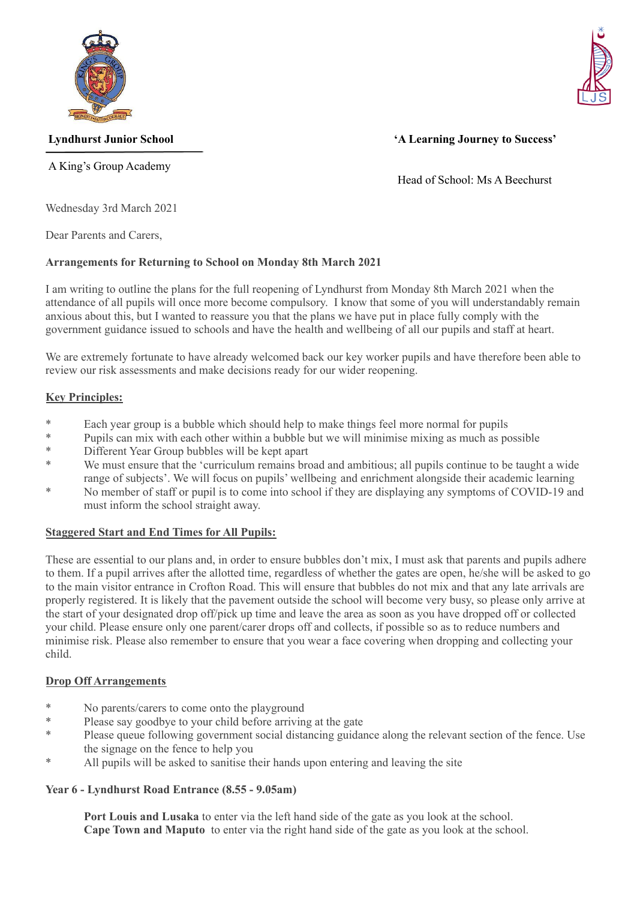**Lyndhurst Junior School**

A King's Group Academy

**'A Learning Journey to Success'**

Head of School: Ms A Beechurst

Wednesday 3rd March 2021

Dear Parents and Carers,

**Arrangements for Returning to School on Monday 8th March 2021**

I am writing to outline the plans for the full reopening of Lyndhurst from Monday 8th March 2021 when the attendance of all pupils will once more become compulsory. I know that some of you will understandably remain anxious about this, but I wanted to reassure you that the plans we have put in place fully comply with the government guidance issued to schools and have the health and wellbeing of all our pupils and staff at heart.

We are extremely fortunate to have already welcomed back our key worker pupils and have therefore been able to review our risk assessments and make decisions ready for our wider reopening.

**Key Principles:**

* Each year group is a bubble which should help to make things feel more normal for pupils
* Pupils can mix with each other within a bubble but we will minimise mixing as much as possible
* Different Year Group bubbles will be kept apart
* We must ensure that the 'curriculum remains broad and ambitious; all pupils continue to be taught a wide range of subjects'. We will focus on pupils' wellbeing and enrichment alongside their academic learning
* No member of staff or pupil is to come into school if they are displaying any symptoms of COVID-19 and must inform the school straight away.

**Staggered Start and End Times for All Pupils:**

These are essential to our plans and, in order to ensure bubbles don't mix, I must ask that parents and pupils adhere to them. If a pupil arrives after the allotted time, regardless of whether the gates are open, he/she will be asked to go to the main visitor entrance in Crofton Road. This will ensure that bubbles do not mix and that any late arrivals are properly registered. It is likely that the pavement outside the school will become very busy, so please only arrive at the start of your designated drop off/pick up time and leave the area as soon as you have dropped off or collected your child. Please ensure only one parent/carer drops off and collects, if possible so as to reduce numbers and minimise risk. Please also remember to ensure that you wear a face covering when dropping and collecting your child.

**Drop Off Arrangements**

* No parents/carers to come onto the playground
* Please say goodbye to your child before arriving at the gate
* Please queue following government social distancing guidance along the relevant section of the fence. Use the signage on the fence to help you
* All pupils will be asked to sanitise their hands upon entering and leaving the site

**Year 6 - Lyndhurst Road Entrance (8.55 - 9.05am)**

**Port Louis and Lusaka** to enter via the left hand side of the gate as you look at the school.
**Cape Town and Maputo** to enter via the right hand side of the gate as you look at the school.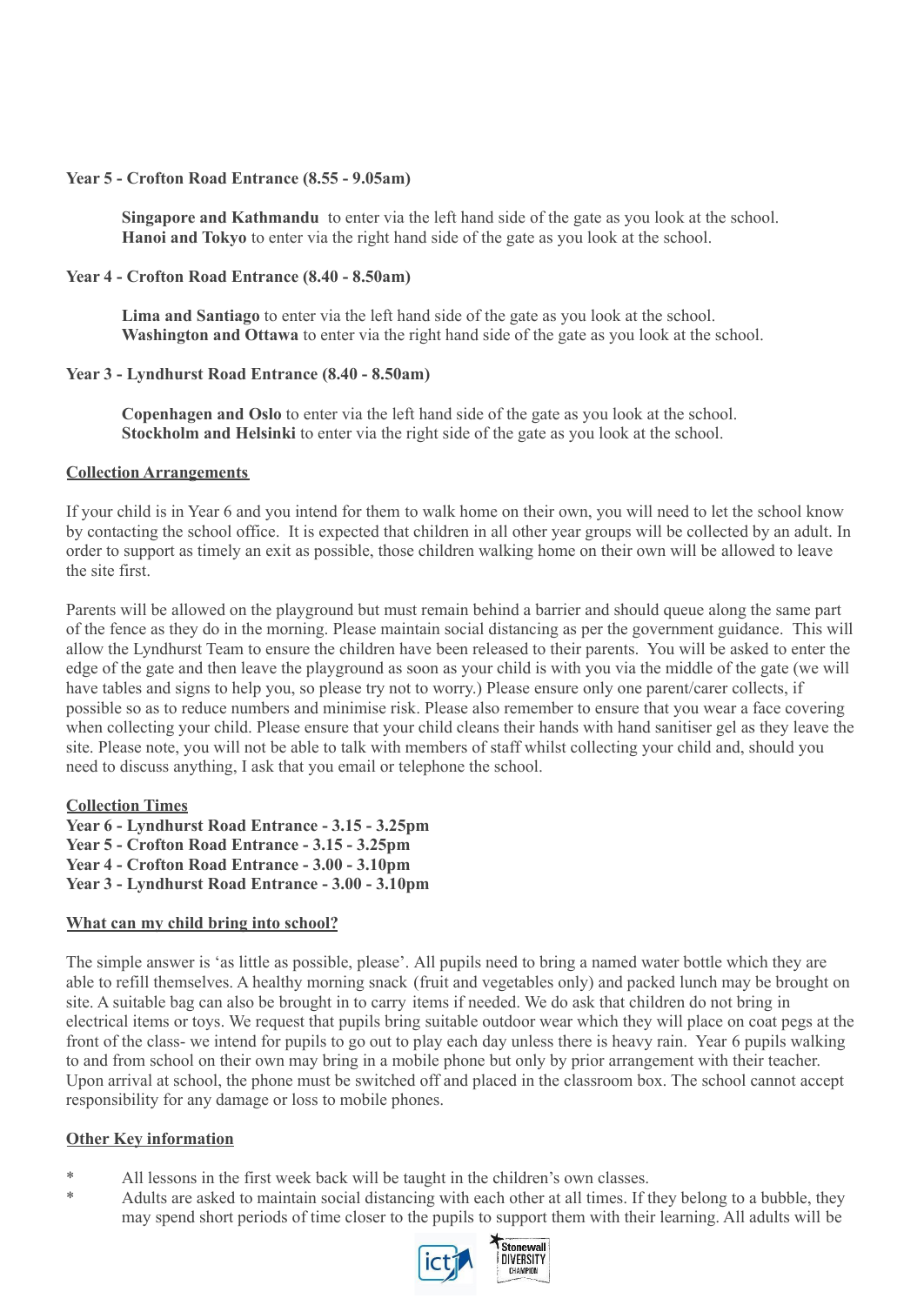**Year 5 - Crofton Road Entrance (8.55 - 9.05am)**

**Singapore and Kathmandu** to enter via the left hand side of the gate as you look at the school.
**Hanoi and Tokyo** to enter via the right hand side of the gate as you look at the school.

**Year 4 - Crofton Road Entrance (8.40 - 8.50am)**

**Lima and Santiago** to enter via the left hand side of the gate as you look at the school.
**Washington and Ottawa** to enter via the right hand side of the gate as you look at the school.

**Year 3 - Lyndhurst Road Entrance (8.40 - 8.50am)**

**Copenhagen and Oslo** to enter via the left hand side of the gate as you look at the school.
**Stockholm and Helsinki** to enter via the right side of the gate as you look at the school.

**<u>Collection Arrangements</u>**

If your child is in Year 6 and you intend for them to walk home on their own, you will need to let the school know by contacting the school office. It is expected that children in all other year groups will be collected by an adult. In order to support as timely an exit as possible, those children walking home on their own will be allowed to leave the site first.

Parents will be allowed on the playground but must remain behind a barrier and should queue along the same part of the fence as they do in the morning. Please maintain social distancing as per the government guidance. This will allow the Lyndhurst Team to ensure the children have been released to their parents. You will be asked to enter the edge of the gate and then leave the playground as soon as your child is with you via the middle of the gate (we will have tables and signs to help you, so please try not to worry.) Please ensure only one parent/carer collects, if possible so as to reduce numbers and minimise risk. Please also remember to ensure that you wear a face covering when collecting your child. Please ensure that your child cleans their hands with hand sanitiser gel as they leave the site. Please note, you will not be able to talk with members of staff whilst collecting your child and, should you need to discuss anything, I ask that you email or telephone the school.

**<u>Collection Times</u>**
**Year 6 - Lyndhurst Road Entrance - 3.15 - 3.25pm**
**Year 5 - Crofton Road Entrance - 3.15 - 3.25pm**
**Year 4 - Crofton Road Entrance - 3.00 - 3.10pm**
**Year 3 - Lyndhurst Road Entrance - 3.00 - 3.10pm**

**<u>What can my child bring into school?</u>**

The simple answer is 'as little as possible, please'. All pupils need to bring a named water bottle which they are able to refill themselves. A healthy morning snack (fruit and vegetables only) and packed lunch may be brought on site. A suitable bag can also be brought in to carry items if needed. We do ask that children do not bring in electrical items or toys. We request that pupils bring suitable outdoor wear which they will place on coat pegs at the front of the class- we intend for pupils to go out to play each day unless there is heavy rain. Year 6 pupils walking to and from school on their own may bring in a mobile phone but only by prior arrangement with their teacher. Upon arrival at school, the phone must be switched off and placed in the classroom box. The school cannot accept responsibility for any damage or loss to mobile phones.

**<u>Other Key information</u>**

* All lessons in the first week back will be taught in the children's own classes.
* Adults are asked to maintain social distancing with each other at all times. If they belong to a bubble, they may spend short periods of time closer to the pupils to support them with their learning. All adults will be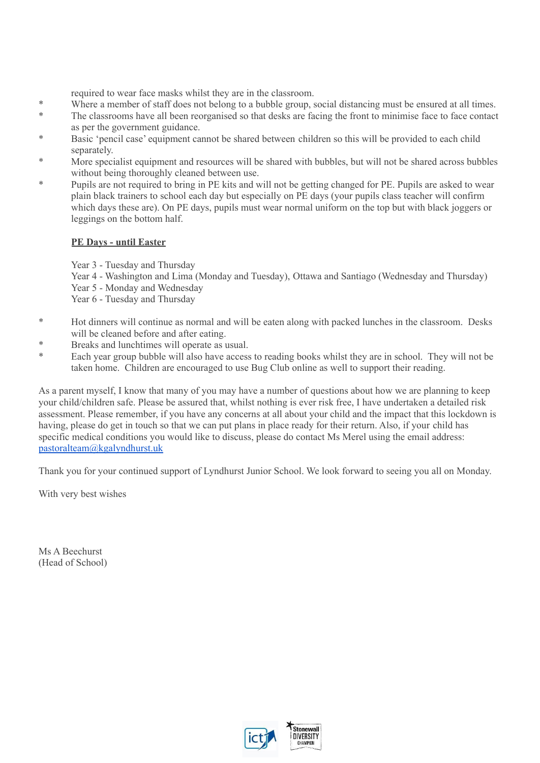required to wear face masks whilst they are in the classroom.

* Where a member of staff does not belong to a bubble group, social distancing must be ensured at all times.
* The classrooms have all been reorganised so that desks are facing the front to minimise face to face contact as per the government guidance.
* Basic 'pencil case' equipment cannot be shared between children so this will be provided to each child separately.
* More specialist equipment and resources will be shared with bubbles, but will not be shared across bubbles without being thoroughly cleaned between use.
* Pupils are not required to bring in PE kits and will not be getting changed for PE. Pupils are asked to wear plain black trainers to school each day but especially on PE days (your pupils class teacher will confirm which days these are). On PE days, pupils must wear normal uniform on the top but with black joggers or leggings on the bottom half.

**PE Days - until Easter**

Year 3 - Tuesday and Thursday
Year 4 - Washington and Lima (Monday and Tuesday), Ottawa and Santiago (Wednesday and Thursday)
Year 5 - Monday and Wednesday
Year 6 - Tuesday and Thursday

* Hot dinners will continue as normal and will be eaten along with packed lunches in the classroom. Desks will be cleaned before and after eating.
* Breaks and lunchtimes will operate as usual.
* Each year group bubble will also have access to reading books whilst they are in school. They will not be taken home. Children are encouraged to use Bug Club online as well to support their reading.

As a parent myself, I know that many of you may have a number of questions about how we are planning to keep your child/children safe. Please be assured that, whilst nothing is ever risk free, I have undertaken a detailed risk assessment. Please remember, if you have any concerns at all about your child and the impact that this lockdown is having, please do get in touch so that we can put plans in place ready for their return. Also, if your child has specific medical conditions you would like to discuss, please do contact Ms Merel using the email address: pastoralteam@kgalyndhurst.uk

Thank you for your continued support of Lyndhurst Junior School. We look forward to seeing you all on Monday.

With very best wishes

Ms A Beechurst
(Head of School)